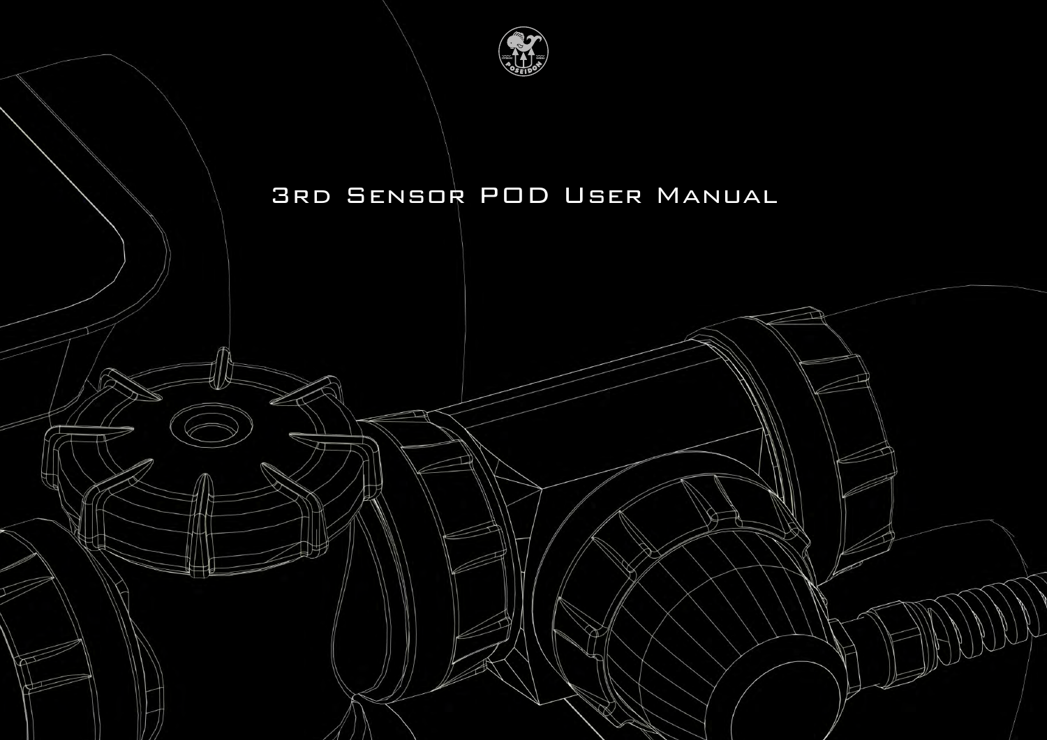# 3rd Sensor POD User Manual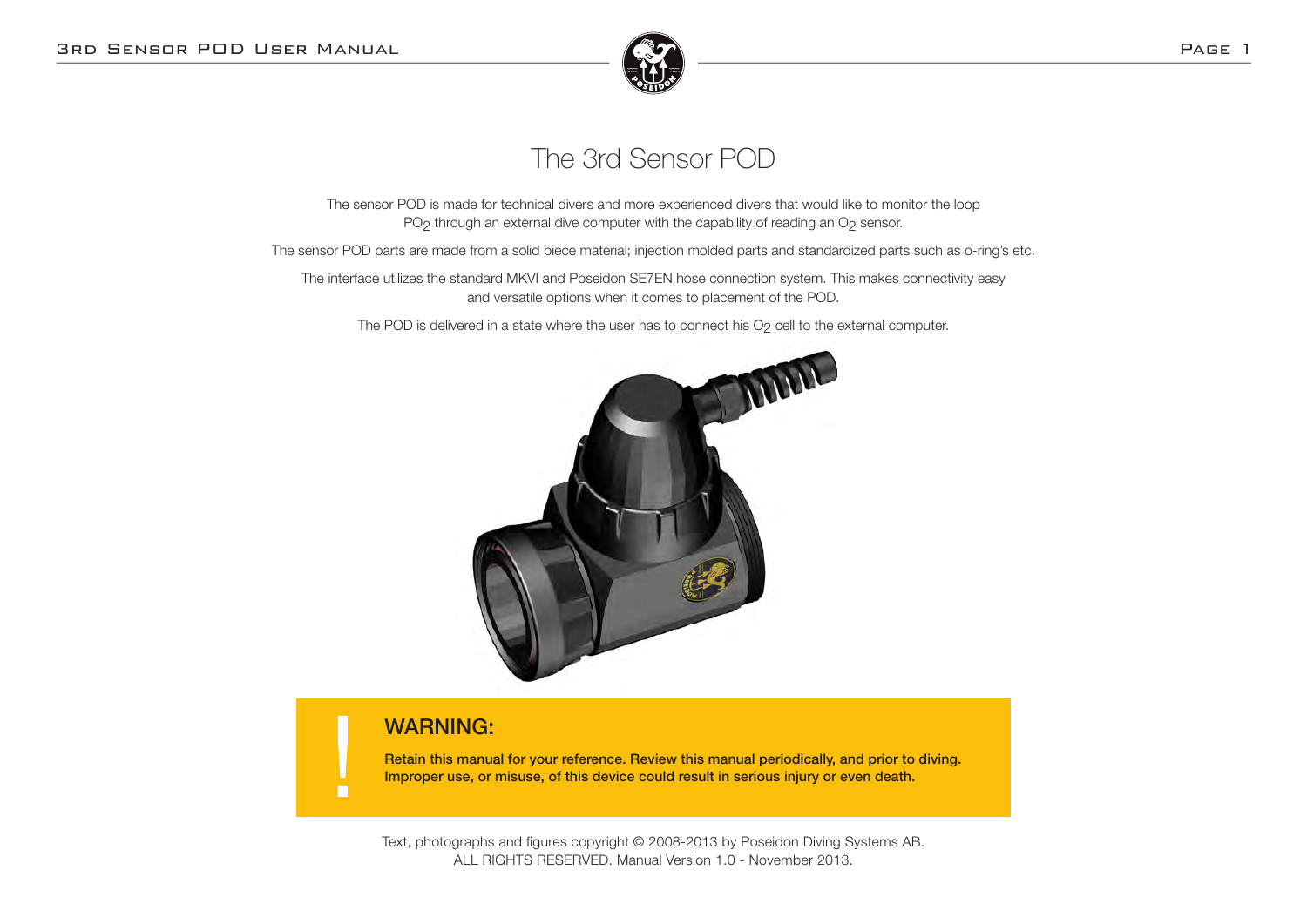# The 3rd Sensor POD

The sensor POD is made for technical divers and more experienced divers that would like to monitor the loop $PO_2$ through an external dive computer with the capability of reading an $O_2$ sensor.

The sensor POD parts are made from a solid piece material; injection molded parts and standardized parts such as o-ring's etc.

The interface utilizes the standard MKVI and Poseidon SE7EN hose connection system. This makes connectivity easy and versatile options when it comes to placement of the POD.

The POD is delivered in a state where the user has to connect his $O_2$ cell to the external computer.

## WARNING:

**Retain this manual for your reference. Review this manual periodically, and prior to diving. Improper use, or misuse, of this device could result in serious injury or even death.**

Text, photographs and figures copyright © 2008-2013 by Poseidon Diving Systems AB.
ALL RIGHTS RESERVED. Manual Version 1.0 - November 2013.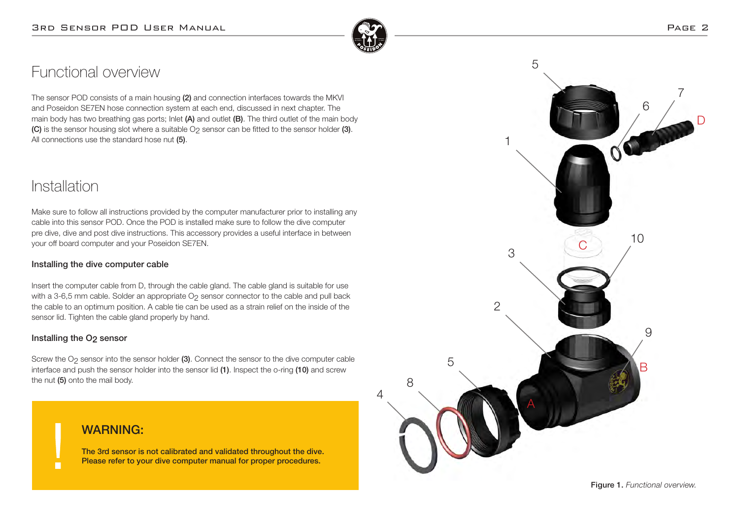# Functional overview

The sensor POD consists of a main housing **(2)** and connection interfaces towards the MKVI and Poseidon SE7EN hose connection system at each end, discussed in next chapter. The main body has two breathing gas ports; Inlet **(A)** and outlet **(B)**. The third outlet of the main body **(C)** is the sensor housing slot where a suitable $O_2$ sensor can be fitted to the sensor holder **(3)**. All connections use the standard hose nut **(5)**.

# Installation

Make sure to follow all instructions provided by the computer manufacturer prior to installing any cable into this sensor POD. Once the POD is installed make sure to follow the dive computer pre dive, dive and post dive instructions. This accessory provides a useful interface in between your off board computer and your Poseidon SE7EN.

### Installing the dive computer cable

Insert the computer cable from D, through the cable gland. The cable gland is suitable for use with a 3-6,5 mm cable. Solder an appropriate $O_2$ sensor connector to the cable and pull back the cable to an optimum position. A cable tie can be used as a strain relief on the inside of the sensor lid. Tighten the cable gland properly by hand.

### Installing the $O_2$ sensor

Screw the $O_2$ sensor into the sensor holder **(3)**. Connect the sensor to the dive computer cable interface and push the sensor holder into the sensor lid **(1)**. Inspect the o-ring **(10)** and screw the nut **(5)** onto the mail body.

> **!**
>
> **WARNING:**
>
> **The 3rd sensor is not calibrated and validated throughout the dive. Please refer to your dive computer manual for proper procedures.**

**Figure 1.** *Functional overview.*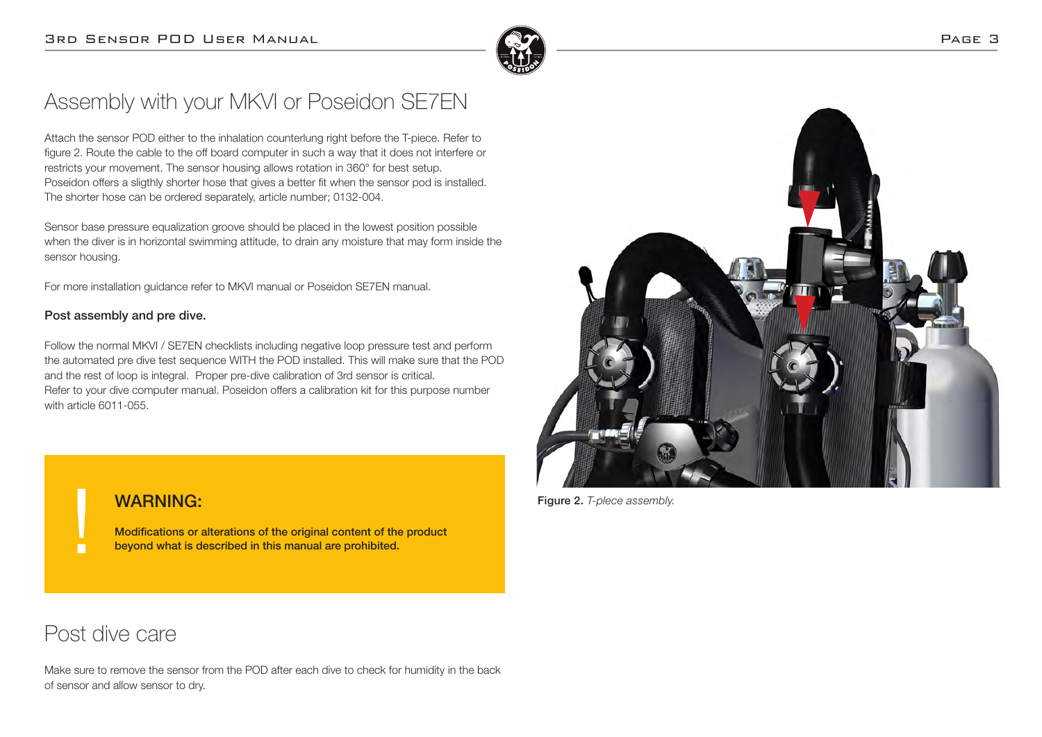# Assembly with your MKVI or Poseidon SE7EN

Attach the sensor POD either to the inhalation counterlung right before the T-piece. Refer to figure 2. Route the cable to the off board computer in such a way that it does not interfere or restricts your movement. The sensor housing allows rotation in 360° for best setup. Poseidon offers a sligthly shorter hose that gives a better fit when the sensor pod is installed. The shorter hose can be ordered separately, article number; 0132-004.

Sensor base pressure equalization groove should be placed in the lowest position possible when the diver is in horizontal swimming attitude, to drain any moisture that may form inside the sensor housing.

For more installation guidance refer to MKVI manual or Poseidon SE7EN manual.

### Post assembly and pre dive.

Follow the normal MKVI / SE7EN checklists including negative loop pressure test and perform the automated pre dive test sequence WITH the POD installed. This will make sure that the POD and the rest of loop is integral. Proper pre-dive calibration of 3rd sensor is critical. Refer to your dive computer manual. Poseidon offers a calibration kit for this purpose number with article 6011-055.

> **!**
>
> **WARNING:**
>
> **Modifications or alterations of the original content of the product beyond what is described in this manual are prohibited.**

**Figure 2.** *T-piece assembly.*

# Post dive care

Make sure to remove the sensor from the POD after each dive to check for humidity in the back of sensor and allow sensor to dry.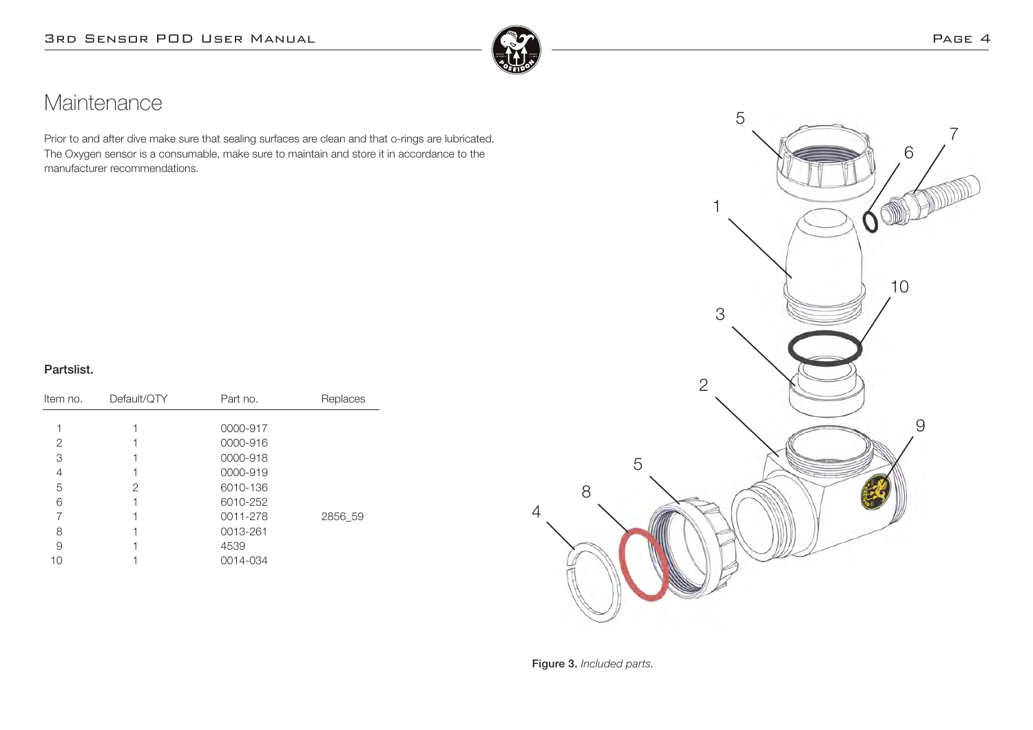# Maintenance

Prior to and after dive make sure that sealing surfaces are clean and that o-rings are lubricated. The Oxygen sensor is a consumable, make sure to maintain and store it in accordance to the manufacturer recommendations.

**Partslist.**

| Item no. | Default/QTY | Part no. | Replaces |
|---|---|---|---|
| 1 | 1 | 0000-917 | |
| 2 | 1 | 0000-916 | |
| 3 | 1 | 0000-918 | |
| 4 | 1 | 0000-919 | |
| 5 | 2 | 6010-136 | |
| 6 | 1 | 6010-252 | |
| 7 | 1 | 0011-278 | 2856_59 |
| 8 | 1 | 0013-261 | |
| 9 | 1 | 4539 | |
| 10 | 1 | 0014-034 | |

5
7
6
1
10
3
2
9
5
8
4

**Figure 3.** *Included parts.*